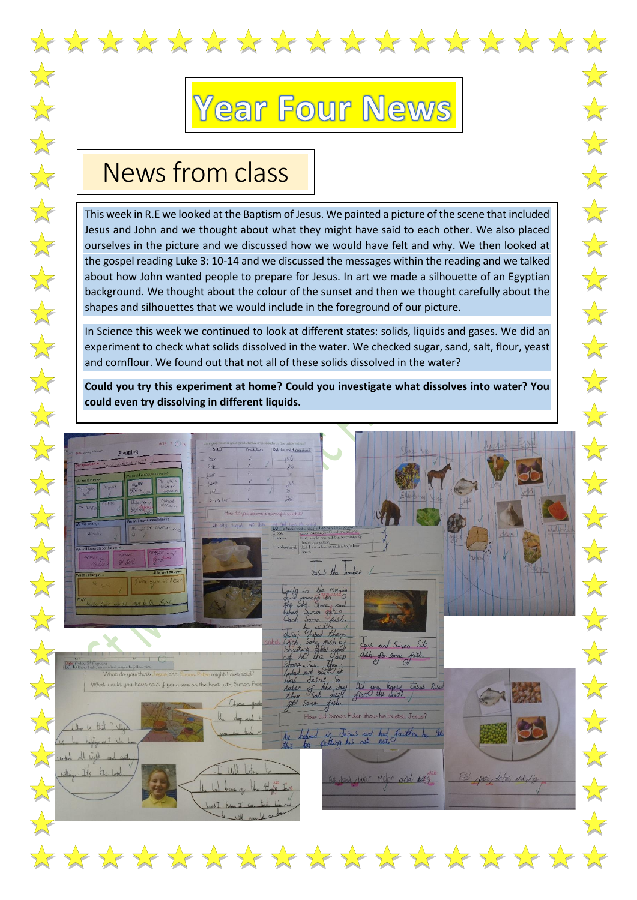# Year Four News

## News from class

This week in R.E we looked at the Baptism of Jesus. We painted a picture of the scene that included Jesus and John and we thought about what they might have said to each other. We also placed ourselves in the picture and we discussed how we would have felt and why. We then looked at the gospel reading Luke 3: 10-14 and we discussed the messages within the reading and we talked about how John wanted people to prepare for Jesus. In art we made a silhouette of an Egyptian background. We thought about the colour of the sunset and then we thought carefully about the shapes and silhouettes that we would include in the foreground of our picture.

In Science this week we continued to look at different states: solids, liquids and gases. We did an experiment to check what solids dissolved in the water. We checked sugar, sand, salt, flour, yeast and cornflour. We found out that not all of these solids dissolved in the water?

**Could you try this experiment at home? Could you investigate what dissolves into water? You could even try dissolving in different liquids.**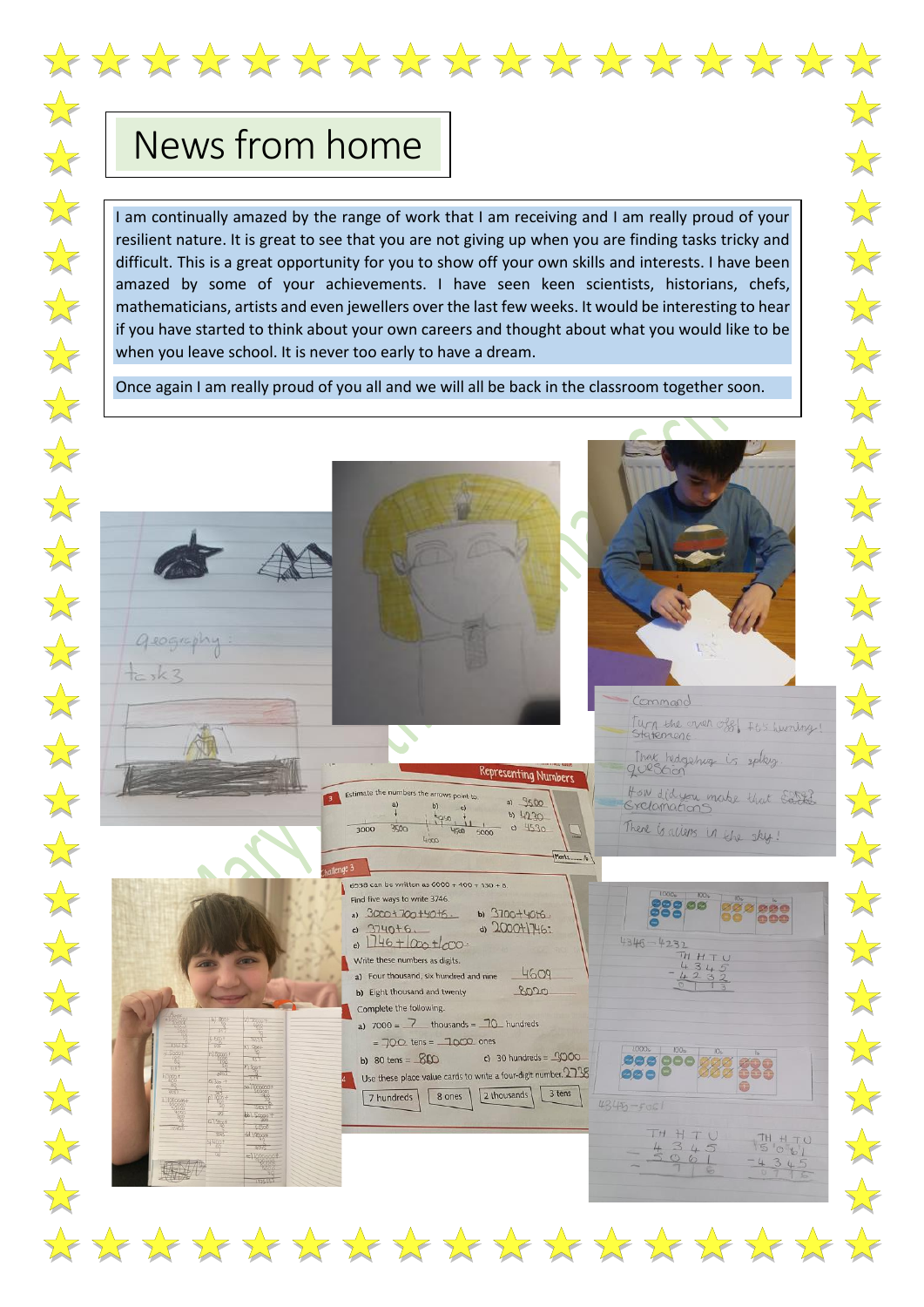# News from home

I am continually amazed by the range of work that I am receiving and I am really proud of your resilient nature. It is great to see that you are not giving up when you are finding tasks tricky and difficult. This is a great opportunity for you to show off your own skills and interests. I have been amazed by some of your achievements. I have seen keen scientists, historians, chefs, mathematicians, artists and even jewellers over the last few weeks. It would be interesting to hear if you have started to think about your own careers and thought about what you would like to be when you leave school. It is never too early to have a dream.

Once again I am really proud of you all and we will all be back in the classroom together soon.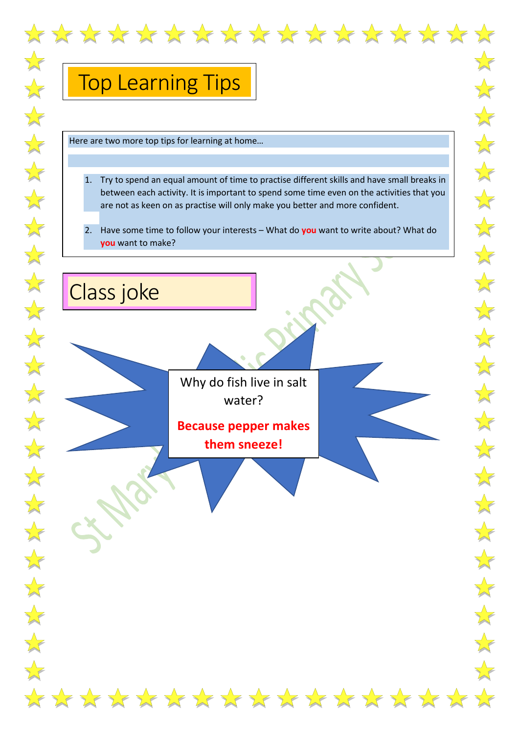# Top Learning Tips

Here are two more top tips for learning at home…

1. Try to spend an equal amount of time to practise different skills and have small breaks in between each activity. It is important to spend some time even on the activities that you are not as keen on as practise will only make you better and more confident.

2. Have some time to follow your interests – What do **you** want to write about? What do **you** want to make?

# Class joke

Why do fish live in salt water?

**Because pepper makes them sneeze!**